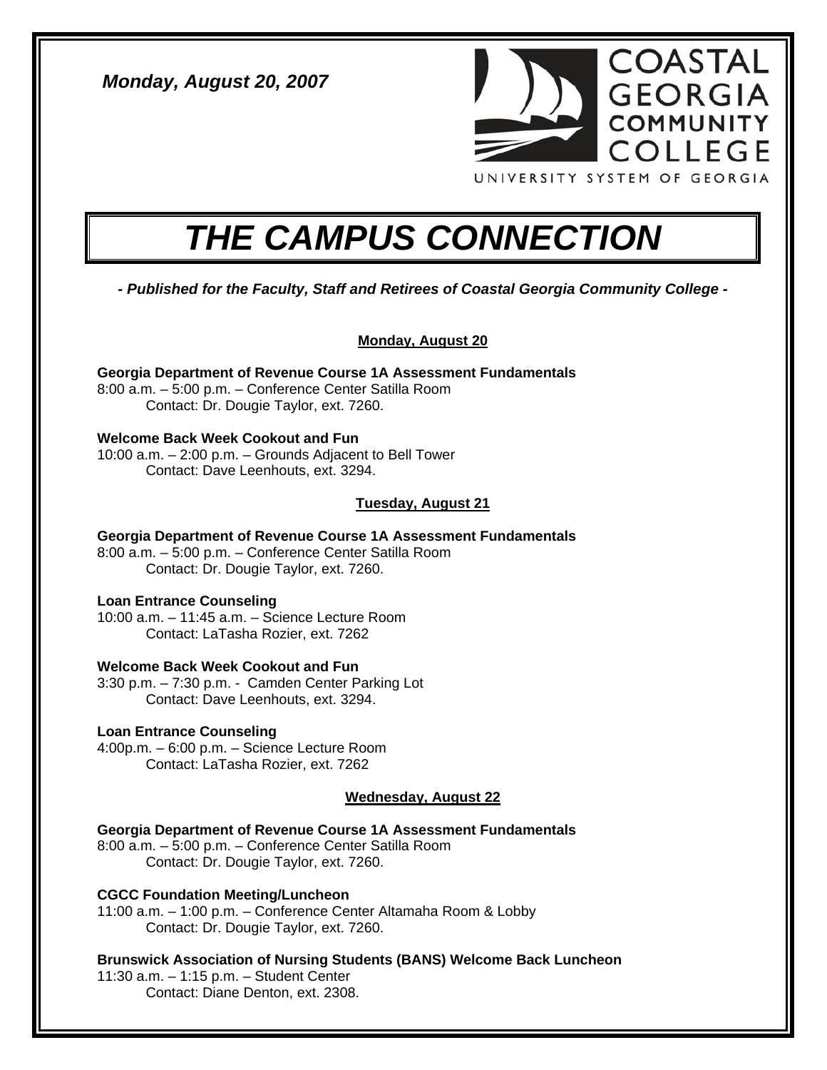*Monday, August 20, 2007*

COASTAL GEORGIA COMMUNITY COLLEGE
UNIVERSITY SYSTEM OF GEORGIA

# *THE CAMPUS CONNECTION*

***- Published for the Faculty, Staff and Retirees of Coastal Georgia Community College -***

## Monday, August 20

**Georgia Department of Revenue Course 1A Assessment Fundamentals**
8:00 a.m. – 5:00 p.m. – Conference Center Satilla Room
Contact: Dr. Dougie Taylor, ext. 7260.

**Welcome Back Week Cookout and Fun**
10:00 a.m. – 2:00 p.m. – Grounds Adjacent to Bell Tower
Contact: Dave Leenhouts, ext. 3294.

## Tuesday, August 21

**Georgia Department of Revenue Course 1A Assessment Fundamentals**
8:00 a.m. – 5:00 p.m. – Conference Center Satilla Room
Contact: Dr. Dougie Taylor, ext. 7260.

**Loan Entrance Counseling**
10:00 a.m. – 11:45 a.m. – Science Lecture Room
Contact: LaTasha Rozier, ext. 7262

**Welcome Back Week Cookout and Fun**
3:30 p.m. – 7:30 p.m. - Camden Center Parking Lot
Contact: Dave Leenhouts, ext. 3294.

**Loan Entrance Counseling**
4:00p.m. – 6:00 p.m. – Science Lecture Room
Contact: LaTasha Rozier, ext. 7262

## Wednesday, August 22

**Georgia Department of Revenue Course 1A Assessment Fundamentals**
8:00 a.m. – 5:00 p.m. – Conference Center Satilla Room
Contact: Dr. Dougie Taylor, ext. 7260.

**CGCC Foundation Meeting/Luncheon**
11:00 a.m. – 1:00 p.m. – Conference Center Altamaha Room & Lobby
Contact: Dr. Dougie Taylor, ext. 7260.

**Brunswick Association of Nursing Students (BANS) Welcome Back Luncheon**
11:30 a.m. – 1:15 p.m. – Student Center
Contact: Diane Denton, ext. 2308.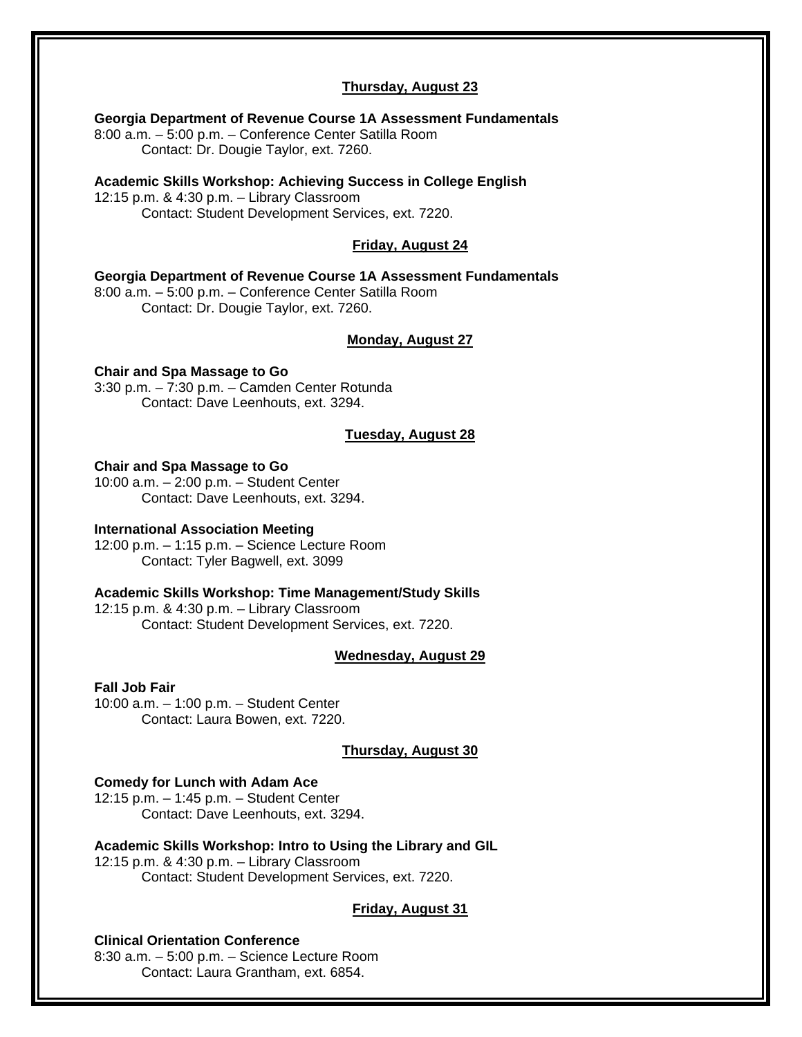### Thursday, August 23

**Georgia Department of Revenue Course 1A Assessment Fundamentals**
8:00 a.m. – 5:00 p.m. – Conference Center Satilla Room
Contact: Dr. Dougie Taylor, ext. 7260.

**Academic Skills Workshop: Achieving Success in College English**
12:15 p.m. & 4:30 p.m. – Library Classroom
Contact: Student Development Services, ext. 7220.

### Friday, August 24

**Georgia Department of Revenue Course 1A Assessment Fundamentals**
8:00 a.m. – 5:00 p.m. – Conference Center Satilla Room
Contact: Dr. Dougie Taylor, ext. 7260.

### Monday, August 27

**Chair and Spa Massage to Go**
3:30 p.m. – 7:30 p.m. – Camden Center Rotunda
Contact: Dave Leenhouts, ext. 3294.

### Tuesday, August 28

**Chair and Spa Massage to Go**
10:00 a.m. – 2:00 p.m. – Student Center
Contact: Dave Leenhouts, ext. 3294.

**International Association Meeting**
12:00 p.m. – 1:15 p.m. – Science Lecture Room
Contact: Tyler Bagwell, ext. 3099

**Academic Skills Workshop: Time Management/Study Skills**
12:15 p.m. & 4:30 p.m. – Library Classroom
Contact: Student Development Services, ext. 7220.

### Wednesday, August 29

**Fall Job Fair**
10:00 a.m. – 1:00 p.m. – Student Center
Contact: Laura Bowen, ext. 7220.

### Thursday, August 30

**Comedy for Lunch with Adam Ace**
12:15 p.m. – 1:45 p.m. – Student Center
Contact: Dave Leenhouts, ext. 3294.

**Academic Skills Workshop: Intro to Using the Library and GIL**
12:15 p.m. & 4:30 p.m. – Library Classroom
Contact: Student Development Services, ext. 7220.

### Friday, August 31

**Clinical Orientation Conference**
8:30 a.m. – 5:00 p.m. – Science Lecture Room
Contact: Laura Grantham, ext. 6854.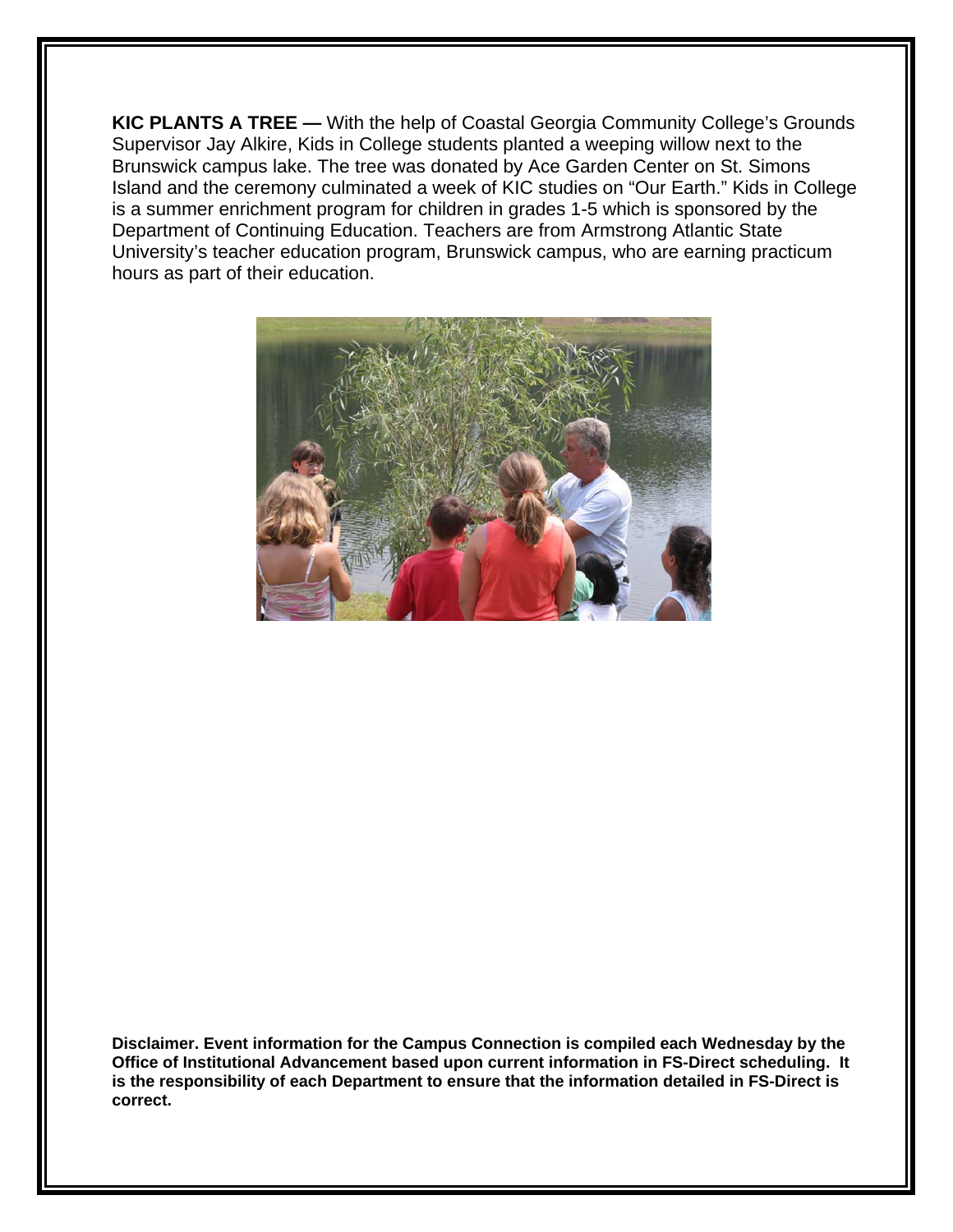**KIC PLANTS A TREE —** With the help of Coastal Georgia Community College's Grounds Supervisor Jay Alkire, Kids in College students planted a weeping willow next to the Brunswick campus lake. The tree was donated by Ace Garden Center on St. Simons Island and the ceremony culminated a week of KIC studies on "Our Earth." Kids in College is a summer enrichment program for children in grades 1-5 which is sponsored by the Department of Continuing Education. Teachers are from Armstrong Atlantic State University's teacher education program, Brunswick campus, who are earning practicum hours as part of their education.

**Disclaimer. Event information for the Campus Connection is compiled each Wednesday by the Office of Institutional Advancement based upon current information in FS-Direct scheduling. It is the responsibility of each Department to ensure that the information detailed in FS-Direct is correct.**